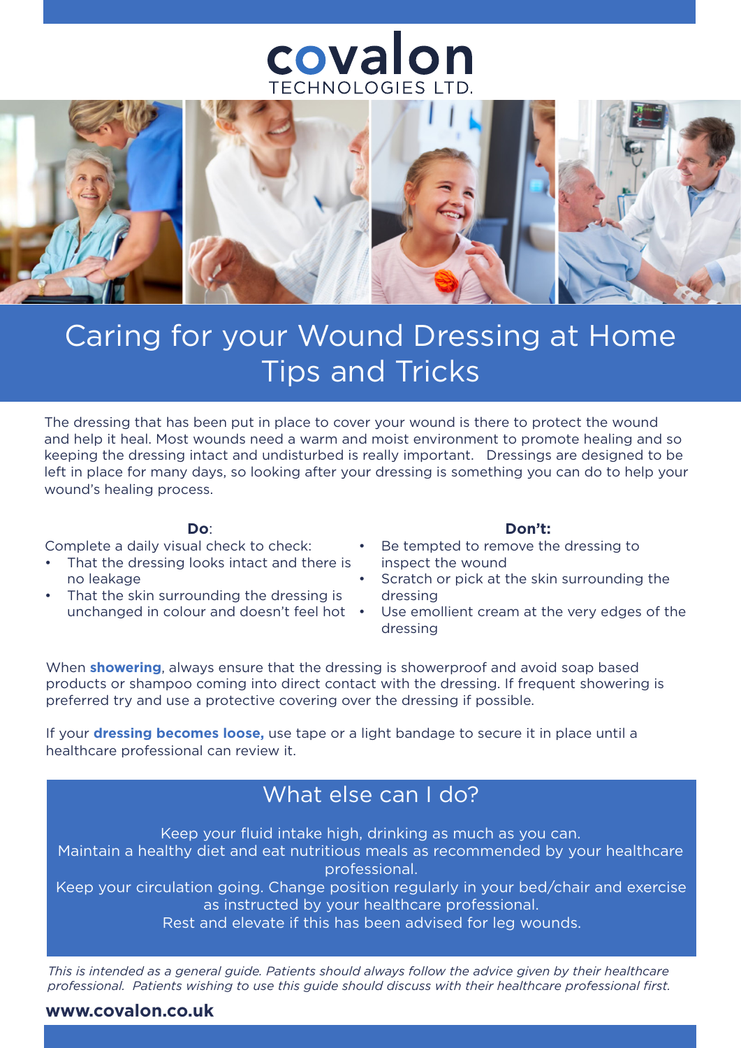# covalon
TECHNOLOGIES LTD.

# Caring for your Wound Dressing at Home Tips and Tricks

The dressing that has been put in place to cover your wound is there to protect the wound and help it heal. Most wounds need a warm and moist environment to promote healing and so keeping the dressing intact and undisturbed is really important. Dressings are designed to be left in place for many days, so looking after your dressing is something you can do to help your wound's healing process.

**Do**:

Complete a daily visual check to check:

- That the dressing looks intact and there is no leakage
- That the skin surrounding the dressing is unchanged in colour and doesn't feel hot

**Don't:**

- Be tempted to remove the dressing to inspect the wound
- Scratch or pick at the skin surrounding the dressing
- Use emollient cream at the very edges of the dressing

When **showering**, always ensure that the dressing is showerproof and avoid soap based products or shampoo coming into direct contact with the dressing. If frequent showering is preferred try and use a protective covering over the dressing if possible.

If your **dressing becomes loose,** use tape or a light bandage to secure it in place until a healthcare professional can review it.

## What else can I do?

Keep your fluid intake high, drinking as much as you can.

Maintain a healthy diet and eat nutritious meals as recommended by your healthcare professional.

Keep your circulation going. Change position regularly in your bed/chair and exercise as instructed by your healthcare professional.

Rest and elevate if this has been advised for leg wounds.

*This is intended as a general guide. Patients should always follow the advice given by their healthcare professional. Patients wishing to use this guide should discuss with their healthcare professional first.*

**www.covalon.co.uk**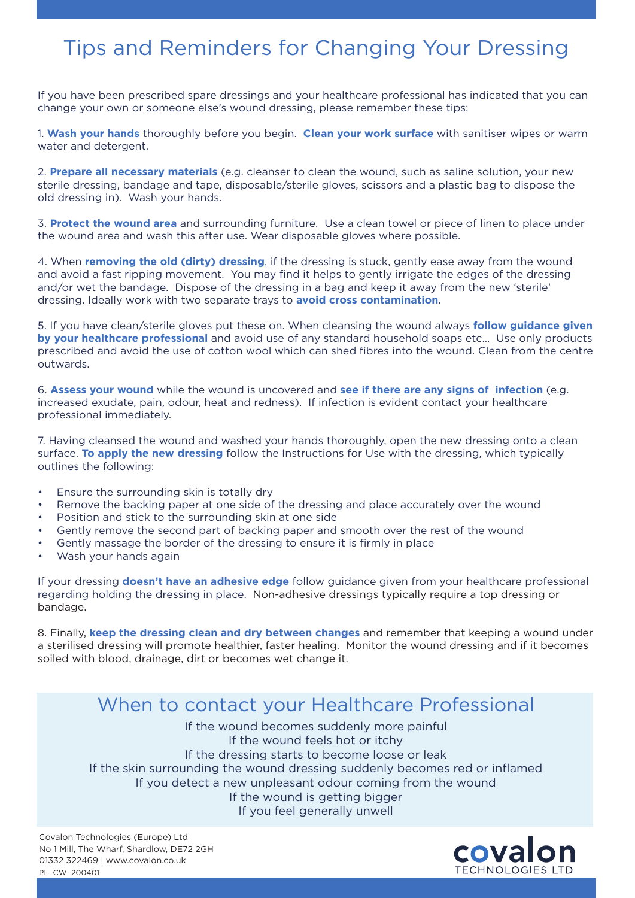# Tips and Reminders for Changing Your Dressing

If you have been prescribed spare dressings and your healthcare professional has indicated that you can change your own or someone else's wound dressing, please remember these tips:

1. **Wash your hands** thoroughly before you begin. **Clean your work surface** with sanitiser wipes or warm water and detergent.

2. **Prepare all necessary materials** (e.g. cleanser to clean the wound, such as saline solution, your new sterile dressing, bandage and tape, disposable/sterile gloves, scissors and a plastic bag to dispose the old dressing in). Wash your hands.

3. **Protect the wound area** and surrounding furniture. Use a clean towel or piece of linen to place under the wound area and wash this after use. Wear disposable gloves where possible.

4. When **removing the old (dirty) dressing**, if the dressing is stuck, gently ease away from the wound and avoid a fast ripping movement. You may find it helps to gently irrigate the edges of the dressing and/or wet the bandage. Dispose of the dressing in a bag and keep it away from the new 'sterile' dressing. Ideally work with two separate trays to **avoid cross contamination**.

5. If you have clean/sterile gloves put these on. When cleansing the wound always **follow guidance given by your healthcare professional** and avoid use of any standard household soaps etc... Use only products prescribed and avoid the use of cotton wool which can shed fibres into the wound. Clean from the centre outwards.

6. **Assess your wound** while the wound is uncovered and **see if there are any signs of infection** (e.g. increased exudate, pain, odour, heat and redness). If infection is evident contact your healthcare professional immediately.

7. Having cleansed the wound and washed your hands thoroughly, open the new dressing onto a clean surface. **To apply the new dressing** follow the Instructions for Use with the dressing, which typically outlines the following:

- Ensure the surrounding skin is totally dry
- Remove the backing paper at one side of the dressing and place accurately over the wound
- Position and stick to the surrounding skin at one side
- Gently remove the second part of backing paper and smooth over the rest of the wound
- Gently massage the border of the dressing to ensure it is firmly in place
- Wash your hands again

If your dressing **doesn't have an adhesive edge** follow guidance given from your healthcare professional regarding holding the dressing in place. Non-adhesive dressings typically require a top dressing or bandage.

8. Finally, **keep the dressing clean and dry between changes** and remember that keeping a wound under a sterilised dressing will promote healthier, faster healing. Monitor the wound dressing and if it becomes soiled with blood, drainage, dirt or becomes wet change it.

## When to contact your Healthcare Professional

If the wound becomes suddenly more painful
If the wound feels hot or itchy
If the dressing starts to become loose or leak
If the skin surrounding the wound dressing suddenly becomes red or inflamed
If you detect a new unpleasant odour coming from the wound
If the wound is getting bigger
If you feel generally unwell

Covalon Technologies (Europe) Ltd
No 1 Mill, The Wharf, Shardlow, DE72 2GH
01332 322469 | www.covalon.co.uk
PL_CW_200401

covalon TECHNOLOGIES LTD.